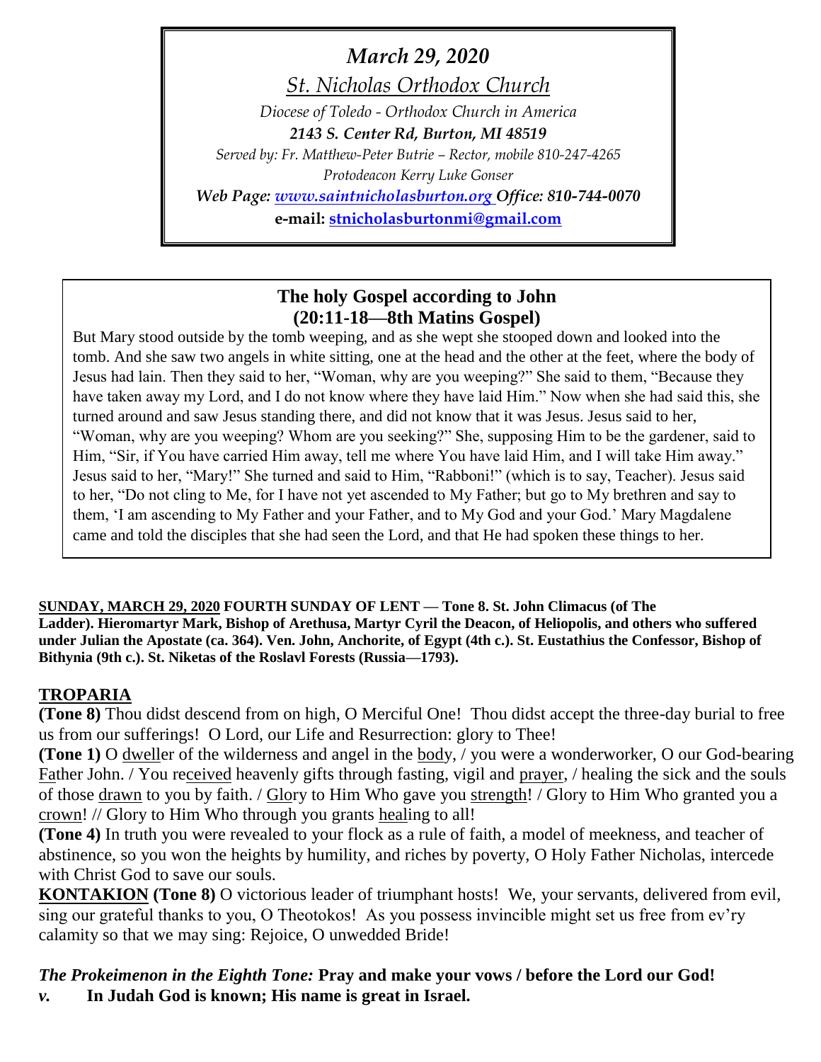*March 29, 2020*

*St. Nicholas Orthodox Church*

*Diocese of Toledo - Orthodox Church in America*

***2143 S. Center Rd, Burton, MI 48519***

*Served by: Fr. Matthew-Peter Butrie – Rector, mobile 810-247-4265*

*Protodeacon Kerry Luke Gonser*

***Web Page: [www.saintnicholasburton.org](http://www.saintnicholasburton.org) Office: 810-744-0070***

**e-mail: [stnicholasburtonmi@gmail.com](mailto:stnicholasburtonmi@gmail.com)**

## The holy Gospel according to John (20:11-18—8th Matins Gospel)

But Mary stood outside by the tomb weeping, and as she wept she stooped down and looked into the tomb. And she saw two angels in white sitting, one at the head and the other at the feet, where the body of Jesus had lain. Then they said to her, "Woman, why are you weeping?" She said to them, "Because they have taken away my Lord, and I do not know where they have laid Him." Now when she had said this, she turned around and saw Jesus standing there, and did not know that it was Jesus. Jesus said to her, "Woman, why are you weeping? Whom are you seeking?" She, supposing Him to be the gardener, said to Him, "Sir, if You have carried Him away, tell me where You have laid Him, and I will take Him away." Jesus said to her, "Mary!" She turned and said to Him, "Rabboni!" (which is to say, Teacher). Jesus said to her, "Do not cling to Me, for I have not yet ascended to My Father; but go to My brethren and say to them, 'I am ascending to My Father and your Father, and to My God and your God.' Mary Magdalene came and told the disciples that she had seen the Lord, and that He had spoken these things to her.

**SUNDAY, MARCH 29, 2020 FOURTH SUNDAY OF LENT — Tone 8. St. John Climacus (of The Ladder). Hieromartyr Mark, Bishop of Arethusa, Martyr Cyril the Deacon, of Heliopolis, and others who suffered under Julian the Apostate (ca. 364). Ven. John, Anchorite, of Egypt (4th c.). St. Eustathius the Confessor, Bishop of Bithynia (9th c.). St. Niketas of the Roslavl Forests (Russia—1793).**

## TROPARIA

**(Tone 8)** Thou didst descend from on high, O Merciful One! Thou didst accept the three-day burial to free us from our sufferings! O Lord, our Life and Resurrection: glory to Thee!

**(Tone 1)** O dweller of the wilderness and angel in the body, / you were a wonderworker, O our God-bearing Father John. / You received heavenly gifts through fasting, vigil and prayer, / healing the sick and the souls of those drawn to you by faith. / Glory to Him Who gave you strength! / Glory to Him Who granted you a crown! // Glory to Him Who through you grants healing to all!

**(Tone 4)** In truth you were revealed to your flock as a rule of faith, a model of meekness, and teacher of abstinence, so you won the heights by humility, and riches by poverty, O Holy Father Nicholas, intercede with Christ God to save our souls.

**KONTAKION (Tone 8)** O victorious leader of triumphant hosts! We, your servants, delivered from evil, sing our grateful thanks to you, O Theotokos! As you possess invincible might set us free from ev'ry calamity so that we may sing: Rejoice, O unwedded Bride!

***The Prokeimenon in the Eighth Tone:*** **Pray and make your vows / before the Lord our God!**

***v.*** **In Judah God is known; His name is great in Israel.**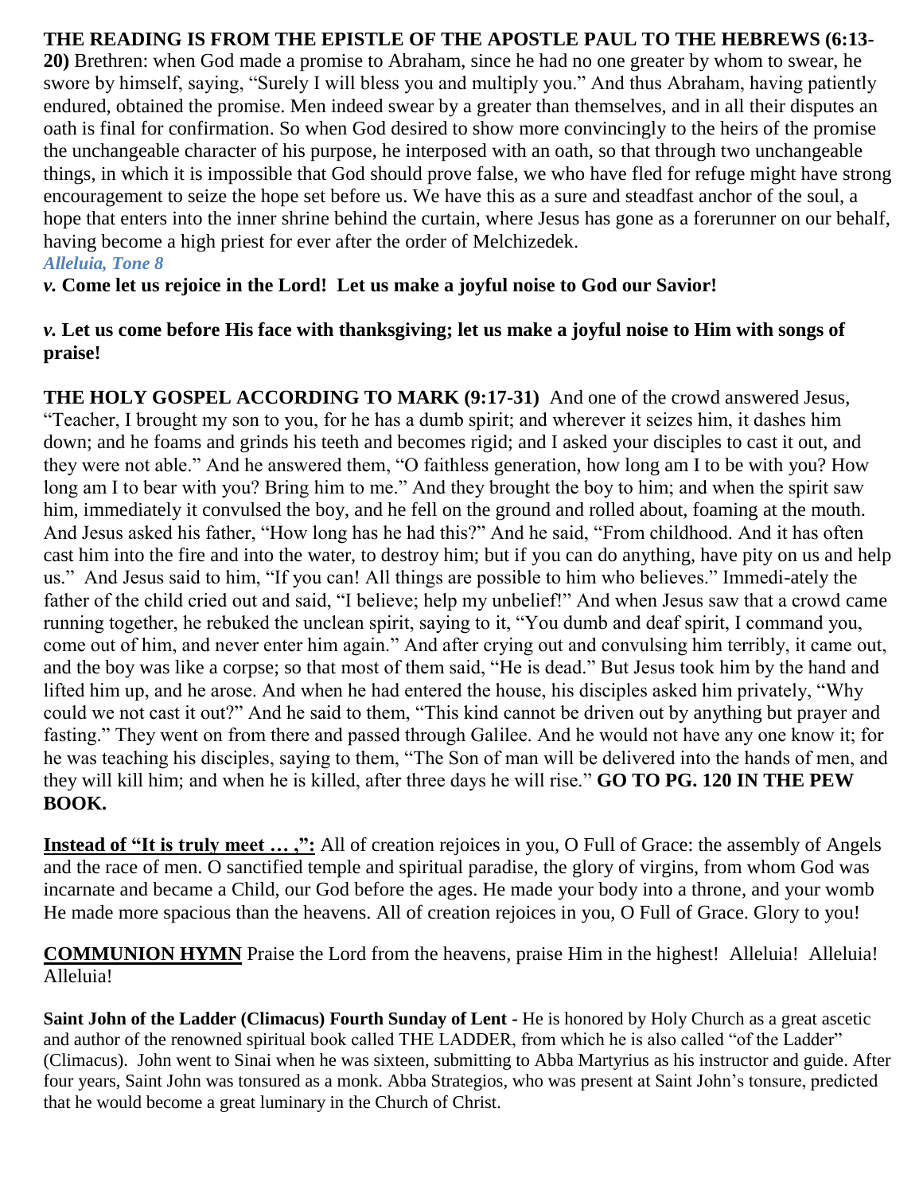**THE READING IS FROM THE EPISTLE OF THE APOSTLE PAUL TO THE HEBREWS (6:13-20)** Brethren: when God made a promise to Abraham, since he had no one greater by whom to swear, he swore by himself, saying, "Surely I will bless you and multiply you." And thus Abraham, having patiently endured, obtained the promise. Men indeed swear by a greater than themselves, and in all their disputes an oath is final for confirmation. So when God desired to show more convincingly to the heirs of the promise the unchangeable character of his purpose, he interposed with an oath, so that through two unchangeable things, in which it is impossible that God should prove false, we who have fled for refuge might have strong encouragement to seize the hope set before us. We have this as a sure and steadfast anchor of the soul, a hope that enters into the inner shrine behind the curtain, where Jesus has gone as a forerunner on our behalf, having become a high priest for ever after the order of Melchizedek.

***Alleluia, Tone 8***

***v.*** **Come let us rejoice in the Lord! Let us make a joyful noise to God our Savior!**

***v.*** **Let us come before His face with thanksgiving; let us make a joyful noise to Him with songs of praise!**

**THE HOLY GOSPEL ACCORDING TO MARK (9:17-31)** And one of the crowd answered Jesus, "Teacher, I brought my son to you, for he has a dumb spirit; and wherever it seizes him, it dashes him down; and he foams and grinds his teeth and becomes rigid; and I asked your disciples to cast it out, and they were not able." And he answered them, "O faithless generation, how long am I to be with you? How long am I to bear with you? Bring him to me." And they brought the boy to him; and when the spirit saw him, immediately it convulsed the boy, and he fell on the ground and rolled about, foaming at the mouth. And Jesus asked his father, "How long has he had this?" And he said, "From childhood. And it has often cast him into the fire and into the water, to destroy him; but if you can do anything, have pity on us and help us." And Jesus said to him, "If you can! All things are possible to him who believes." Immedi-ately the father of the child cried out and said, "I believe; help my unbelief!" And when Jesus saw that a crowd came running together, he rebuked the unclean spirit, saying to it, "You dumb and deaf spirit, I command you, come out of him, and never enter him again." And after crying out and convulsing him terribly, it came out, and the boy was like a corpse; so that most of them said, "He is dead." But Jesus took him by the hand and lifted him up, and he arose. And when he had entered the house, his disciples asked him privately, "Why could we not cast it out?" And he said to them, "This kind cannot be driven out by anything but prayer and fasting." They went on from there and passed through Galilee. And he would not have any one know it; for he was teaching his disciples, saying to them, "The Son of man will be delivered into the hands of men, and they will kill him; and when he is killed, after three days he will rise." **GO TO PG. 120 IN THE PEW BOOK.**

**Instead of "It is truly meet … ,":** All of creation rejoices in you, O Full of Grace: the assembly of Angels and the race of men. O sanctified temple and spiritual paradise, the glory of virgins, from whom God was incarnate and became a Child, our God before the ages. He made your body into a throne, and your womb He made more spacious than the heavens. All of creation rejoices in you, O Full of Grace. Glory to you!

**COMMUNION HYMN** Praise the Lord from the heavens, praise Him in the highest! Alleluia! Alleluia! Alleluia!

**Saint John of the Ladder (Climacus) Fourth Sunday of Lent** - He is honored by Holy Church as a great ascetic and author of the renowned spiritual book called THE LADDER, from which he is also called "of the Ladder" (Climacus). John went to Sinai when he was sixteen, submitting to Abba Martyrius as his instructor and guide. After four years, Saint John was tonsured as a monk. Abba Strategios, who was present at Saint John's tonsure, predicted that he would become a great luminary in the Church of Christ.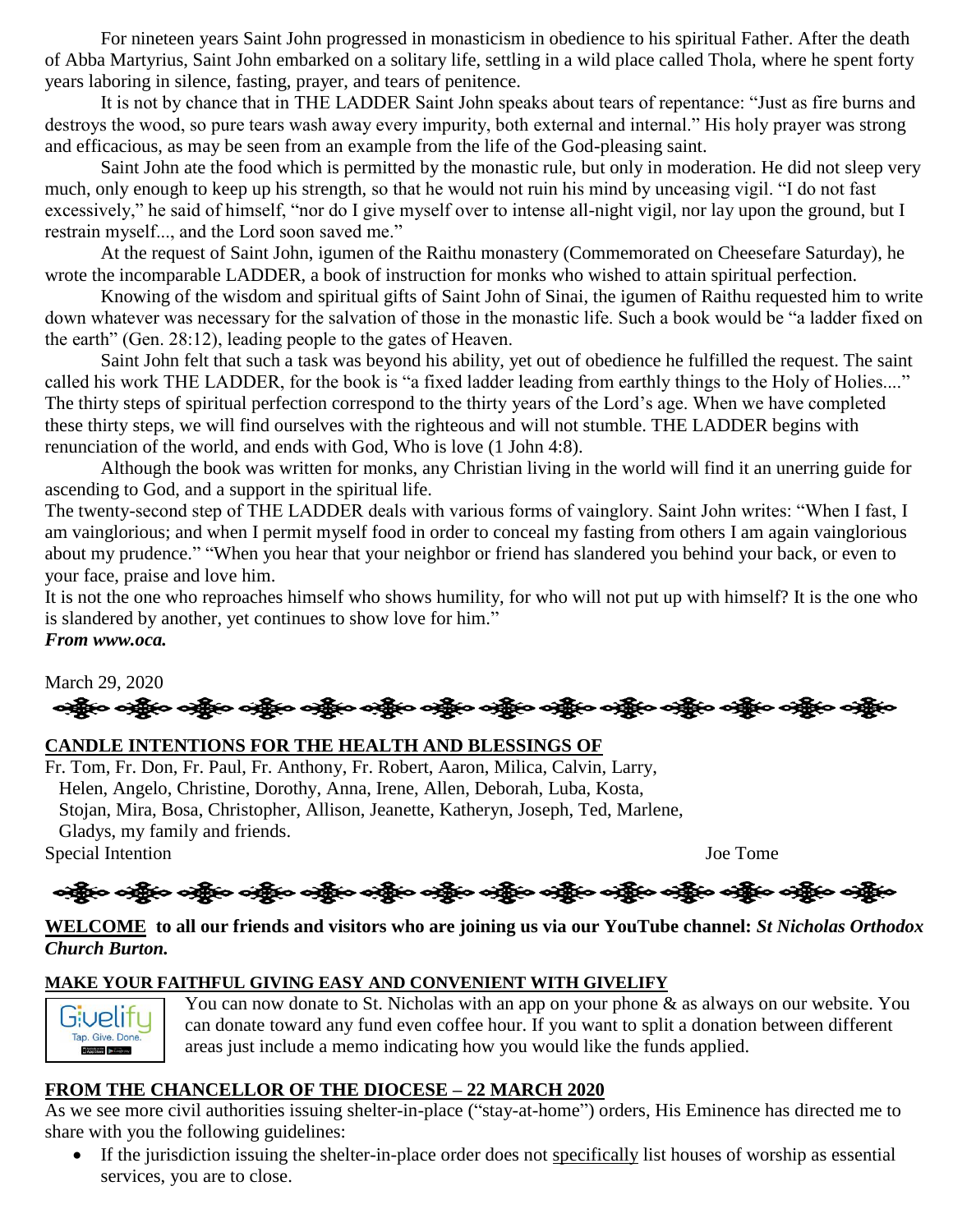For nineteen years Saint John progressed in monasticism in obedience to his spiritual Father. After the death of Abba Martyrius, Saint John embarked on a solitary life, settling in a wild place called Thola, where he spent forty years laboring in silence, fasting, prayer, and tears of penitence.

It is not by chance that in THE LADDER Saint John speaks about tears of repentance: "Just as fire burns and destroys the wood, so pure tears wash away every impurity, both external and internal." His holy prayer was strong and efficacious, as may be seen from an example from the life of the God-pleasing saint.

Saint John ate the food which is permitted by the monastic rule, but only in moderation. He did not sleep very much, only enough to keep up his strength, so that he would not ruin his mind by unceasing vigil. "I do not fast excessively," he said of himself, "nor do I give myself over to intense all-night vigil, nor lay upon the ground, but I restrain myself..., and the Lord soon saved me."

At the request of Saint John, igumen of the Raithu monastery (Commemorated on Cheesefare Saturday), he wrote the incomparable LADDER, a book of instruction for monks who wished to attain spiritual perfection.

Knowing of the wisdom and spiritual gifts of Saint John of Sinai, the igumen of Raithu requested him to write down whatever was necessary for the salvation of those in the monastic life. Such a book would be "a ladder fixed on the earth" (Gen. 28:12), leading people to the gates of Heaven.

Saint John felt that such a task was beyond his ability, yet out of obedience he fulfilled the request. The saint called his work THE LADDER, for the book is "a fixed ladder leading from earthly things to the Holy of Holies...." The thirty steps of spiritual perfection correspond to the thirty years of the Lord's age. When we have completed these thirty steps, we will find ourselves with the righteous and will not stumble. THE LADDER begins with renunciation of the world, and ends with God, Who is love (1 John 4:8).

Although the book was written for monks, any Christian living in the world will find it an unerring guide for ascending to God, and a support in the spiritual life.

The twenty-second step of THE LADDER deals with various forms of vainglory. Saint John writes: "When I fast, I am vainglorious; and when I permit myself food in order to conceal my fasting from others I am again vainglorious about my prudence." "When you hear that your neighbor or friend has slandered you behind your back, or even to your face, praise and love him.

It is not the one who reproaches himself who shows humility, for who will not put up with himself? It is the one who is slandered by another, yet continues to show love for him."

***From www.oca.***

March 29, 2020

## CANDLE INTENTIONS FOR THE HEALTH AND BLESSINGS OF

Fr. Tom, Fr. Don, Fr. Paul, Fr. Anthony, Fr. Robert, Aaron, Milica, Calvin, Larry, Helen, Angelo, Christine, Dorothy, Anna, Irene, Allen, Deborah, Luba, Kosta, Stojan, Mira, Bosa, Christopher, Allison, Jeanette, Katheryn, Joseph, Ted, Marlene, Gladys, my family and friends.

Special Intention — Joe Tome

**WELCOME to all our friends and visitors who are joining us via our YouTube channel:** ***St Nicholas Orthodox Church Burton.***

## MAKE YOUR FAITHFUL GIVING EASY AND CONVENIENT WITH GIVELIFY

You can now donate to St. Nicholas with an app on your phone & as always on our website. You can donate toward any fund even coffee hour. If you want to split a donation between different areas just include a memo indicating how you would like the funds applied.

## FROM THE CHANCELLOR OF THE DIOCESE – 22 MARCH 2020

As we see more civil authorities issuing shelter-in-place ("stay-at-home") orders, His Eminence has directed me to share with you the following guidelines:

- If the jurisdiction issuing the shelter-in-place order does not specifically list houses of worship as essential services, you are to close.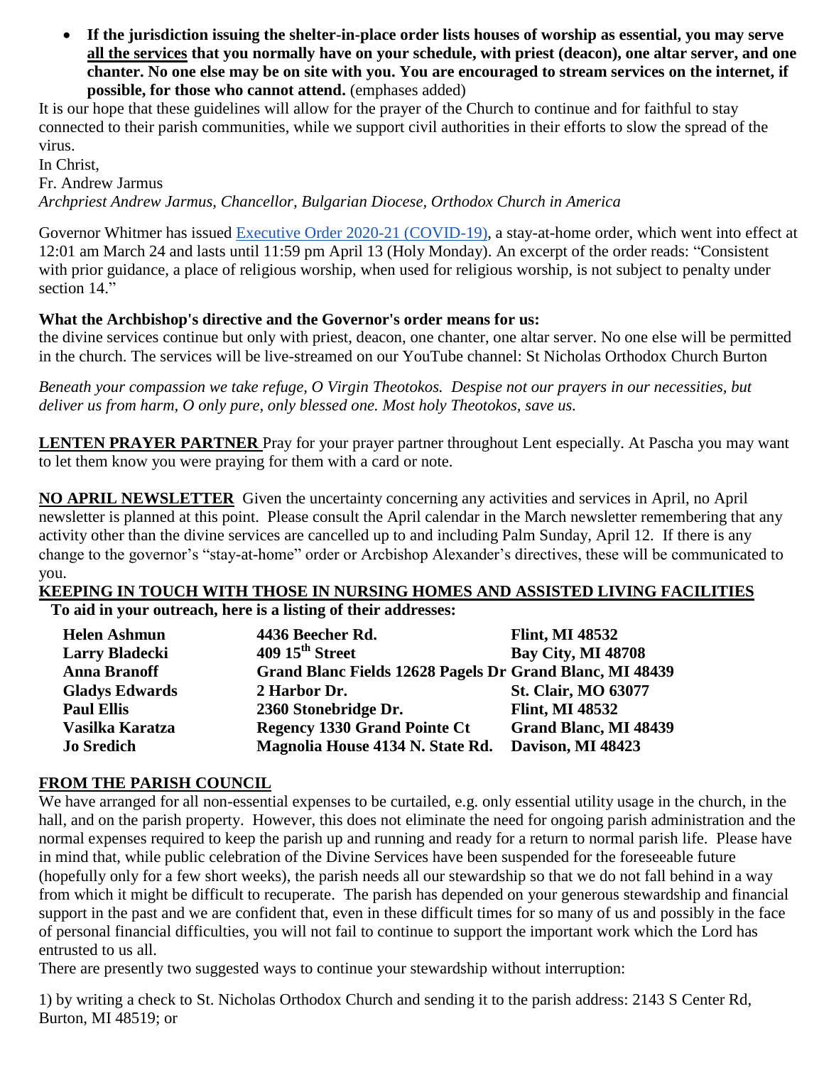- **If the jurisdiction issuing the shelter-in-place order lists houses of worship as essential, you may serve <u>all the services</u> that you normally have on your schedule, with priest (deacon), one altar server, and one chanter. No one else may be on site with you. You are encouraged to stream services on the internet, if possible, for those who cannot attend.** (emphases added)

It is our hope that these guidelines will allow for the prayer of the Church to continue and for faithful to stay connected to their parish communities, while we support civil authorities in their efforts to slow the spread of the virus.

In Christ,
Fr. Andrew Jarmus
*Archpriest Andrew Jarmus, Chancellor, Bulgarian Diocese, Orthodox Church in America*

Governor Whitmer has issued Executive Order 2020-21 (COVID-19), a stay-at-home order, which went into effect at 12:01 am March 24 and lasts until 11:59 pm April 13 (Holy Monday). An excerpt of the order reads: "Consistent with prior guidance, a place of religious worship, when used for religious worship, is not subject to penalty under section 14."

**What the Archbishop's directive and the Governor's order means for us:**
the divine services continue but only with priest, deacon, one chanter, one altar server. No one else will be permitted in the church. The services will be live-streamed on our YouTube channel: St Nicholas Orthodox Church Burton

*Beneath your compassion we take refuge, O Virgin Theotokos. Despise not our prayers in our necessities, but deliver us from harm, O only pure, only blessed one. Most holy Theotokos, save us.*

**<u>LENTEN PRAYER PARTNER</u>** Pray for your prayer partner throughout Lent especially. At Pascha you may want to let them know you were praying for them with a card or note.

**<u>NO APRIL NEWSLETTER</u>** Given the uncertainty concerning any activities and services in April, no April newsletter is planned at this point. Please consult the April calendar in the March newsletter remembering that any activity other than the divine services are cancelled up to and including Palm Sunday, April 12. If there is any change to the governor's "stay-at-home" order or Arcbishop Alexander's directives, these will be communicated to you.

**<u>KEEPING IN TOUCH WITH THOSE IN NURSING HOMES AND ASSISTED LIVING FACILITIES</u>**
**To aid in your outreach, here is a listing of their addresses:**

| | | |
|---|---|---|
| **Helen Ashmun** | **4436 Beecher Rd.** | **Flint, MI 48532** |
| **Larry Bladecki** | **409 15th Street** | **Bay City, MI 48708** |
| **Anna Branoff** | **Grand Blanc Fields 12628 Pagels Dr** | **Grand Blanc, MI 48439** |
| **Gladys Edwards** | **2 Harbor Dr.** | **St. Clair, MO 63077** |
| **Paul Ellis** | **2360 Stonebridge Dr.** | **Flint, MI 48532** |
| **Vasilka Karatza** | **Regency 1330 Grand Pointe Ct** | **Grand Blanc, MI 48439** |
| **Jo Sredich** | **Magnolia House 4134 N. State Rd.** | **Davison, MI 48423** |

**<u>FROM THE PARISH COUNCIL</u>**
We have arranged for all non-essential expenses to be curtailed, e.g. only essential utility usage in the church, in the hall, and on the parish property. However, this does not eliminate the need for ongoing parish administration and the normal expenses required to keep the parish up and running and ready for a return to normal parish life. Please have in mind that, while public celebration of the Divine Services have been suspended for the foreseeable future (hopefully only for a few short weeks), the parish needs all our stewardship so that we do not fall behind in a way from which it might be difficult to recuperate. The parish has depended on your generous stewardship and financial support in the past and we are confident that, even in these difficult times for so many of us and possibly in the face of personal financial difficulties, you will not fail to continue to support the important work which the Lord has entrusted to us all.
There are presently two suggested ways to continue your stewardship without interruption:

1) by writing a check to St. Nicholas Orthodox Church and sending it to the parish address: 2143 S Center Rd, Burton, MI 48519; or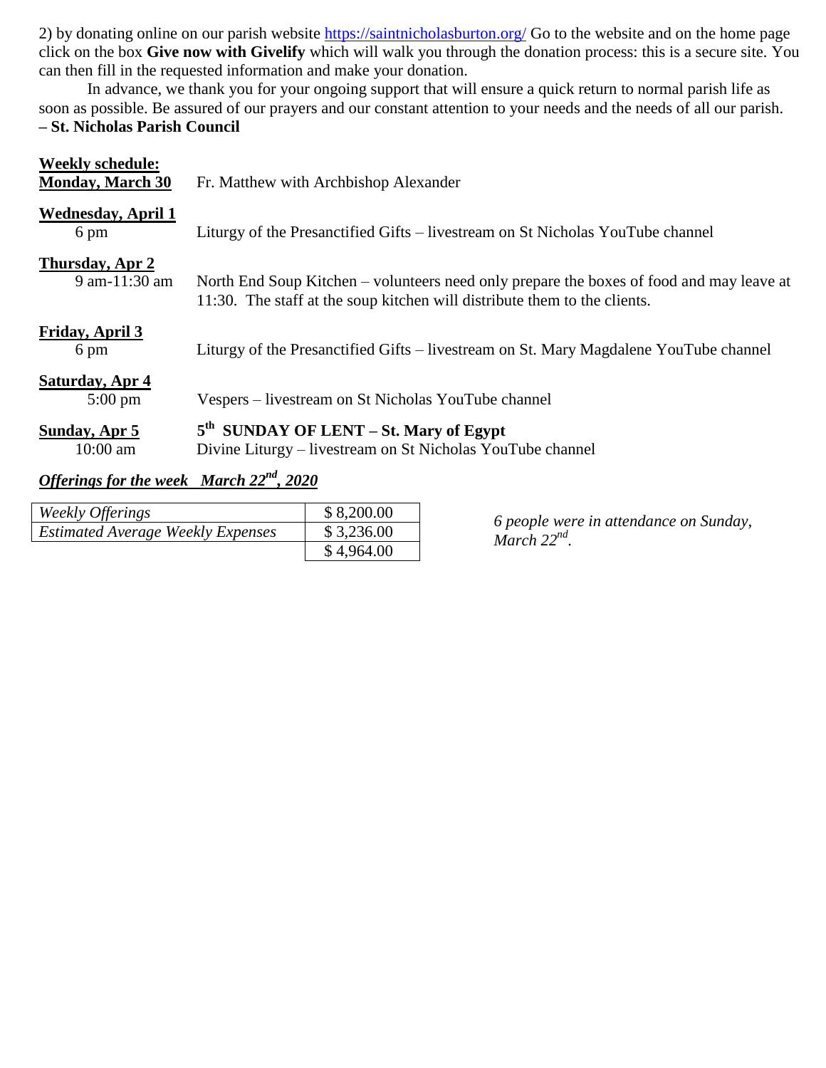2) by donating online on our parish website https://saintnicholasburton.org/ Go to the website and on the home page click on the box **Give now with Givelify** which will walk you through the donation process: this is a secure site. You can then fill in the requested information and make your donation.

In advance, we thank you for your ongoing support that will ensure a quick return to normal parish life as soon as possible. Be assured of our prayers and our constant attention to your needs and the needs of all our parish.
**– St. Nicholas Parish Council**

**Weekly schedule:**

**Monday, March 30**
Fr. Matthew with Archbishop Alexander

**Wednesday, April 1**
6 pm — Liturgy of the Presanctified Gifts – livestream on St Nicholas YouTube channel

**Thursday, Apr 2**
9 am-11:30 am — North End Soup Kitchen – volunteers need only prepare the boxes of food and may leave at 11:30. The staff at the soup kitchen will distribute them to the clients.

**Friday, April 3**
6 pm — Liturgy of the Presanctified Gifts – livestream on St. Mary Magdalene YouTube channel

**Saturday, Apr 4**
5:00 pm — Vespers – livestream on St Nicholas YouTube channel

**Sunday, Apr 5** — **5th SUNDAY OF LENT – St. Mary of Egypt**
10:00 am — Divine Liturgy – livestream on St Nicholas YouTube channel

***Offerings for the week March 22nd, 2020***

| | |
|---|---|
| *Weekly Offerings* | $ 8,200.00 |
| *Estimated Average Weekly Expenses* | $ 3,236.00 |
| | $ 4,964.00 |

*6 people were in attendance on Sunday, March 22nd.*